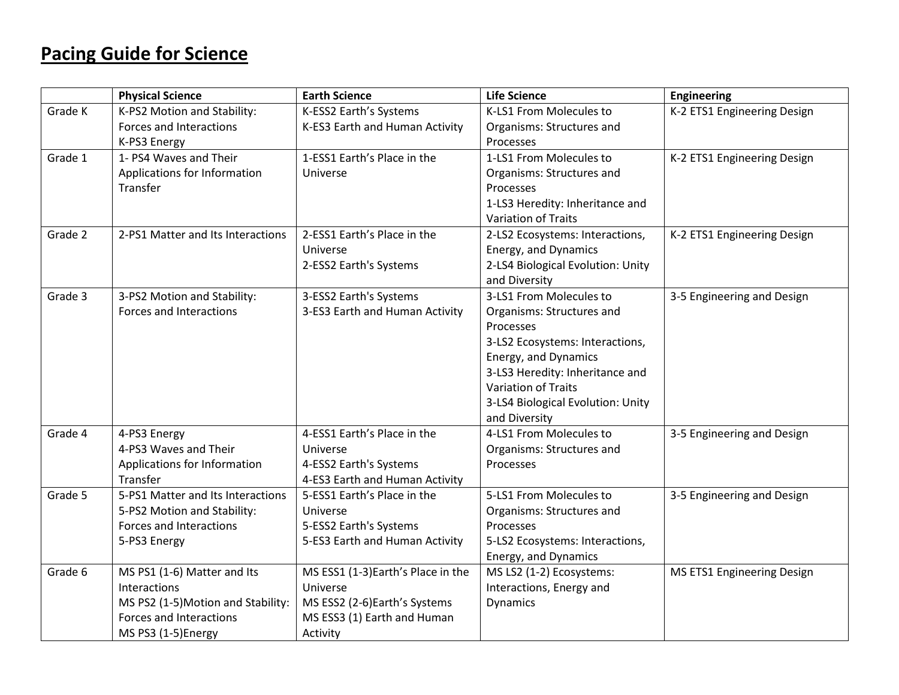# Pacing Guide for Science

| | Physical Science | Earth Science | Life Science | Engineering |
|---|---|---|---|---|
| Grade K | K-PS2 Motion and Stability: Forces and Interactions<br>K-PS3 Energy | K-ESS2 Earth's Systems<br>K-ES3 Earth and Human Activity | K-LS1 From Molecules to Organisms: Structures and Processes | K-2 ETS1 Engineering Design |
| Grade 1 | 1- PS4 Waves and Their Applications for Information Transfer | 1-ESS1 Earth's Place in the Universe | 1-LS1 From Molecules to Organisms: Structures and Processes<br>1-LS3 Heredity: Inheritance and Variation of Traits | K-2 ETS1 Engineering Design |
| Grade 2 | 2-PS1 Matter and Its Interactions | 2-ESS1 Earth's Place in the Universe<br>2-ESS2 Earth's Systems | 2-LS2 Ecosystems: Interactions, Energy, and Dynamics<br>2-LS4 Biological Evolution: Unity and Diversity | K-2 ETS1 Engineering Design |
| Grade 3 | 3-PS2 Motion and Stability: Forces and Interactions | 3-ESS2 Earth's Systems<br>3-ES3 Earth and Human Activity | 3-LS1 From Molecules to Organisms: Structures and Processes<br>3-LS2 Ecosystems: Interactions, Energy, and Dynamics<br>3-LS3 Heredity: Inheritance and Variation of Traits<br>3-LS4 Biological Evolution: Unity and Diversity | 3-5 Engineering and Design |
| Grade 4 | 4-PS3 Energy<br>4-PS3 Waves and Their Applications for Information Transfer | 4-ESS1 Earth's Place in the Universe<br>4-ESS2 Earth's Systems<br>4-ES3 Earth and Human Activity | 4-LS1 From Molecules to Organisms: Structures and Processes | 3-5 Engineering and Design |
| Grade 5 | 5-PS1 Matter and Its Interactions<br>5-PS2 Motion and Stability: Forces and Interactions<br>5-PS3 Energy | 5-ESS1 Earth's Place in the Universe<br>5-ESS2 Earth's Systems<br>5-ES3 Earth and Human Activity | 5-LS1 From Molecules to Organisms: Structures and Processes<br>5-LS2 Ecosystems: Interactions, Energy, and Dynamics | 3-5 Engineering and Design |
| Grade 6 | MS PS1 (1-6) Matter and Its Interactions<br>MS PS2 (1-5)Motion and Stability: Forces and Interactions<br>MS PS3 (1-5)Energy | MS ESS1 (1-3)Earth's Place in the Universe<br>MS ESS2 (2-6)Earth's Systems<br>MS ESS3 (1) Earth and Human Activity | MS LS2 (1-2) Ecosystems: Interactions, Energy and Dynamics | MS ETS1 Engineering Design |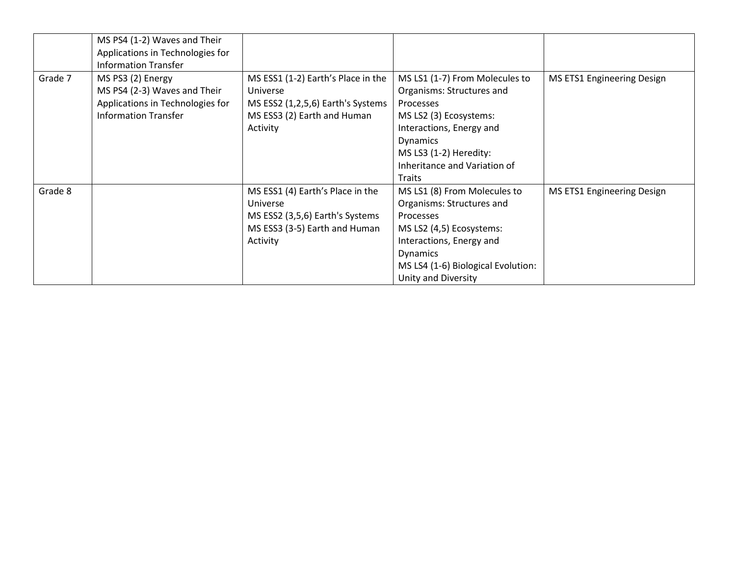| | | | | |
|---|---|---|---|---|
| | MS PS4 (1-2) Waves and Their Applications in Technologies for Information Transfer | | | |
| Grade 7 | MS PS3 (2) Energy<br>MS PS4 (2-3) Waves and Their Applications in Technologies for Information Transfer | MS ESS1 (1-2) Earth's Place in the Universe<br>MS ESS2 (1,2,5,6) Earth's Systems<br>MS ESS3 (2) Earth and Human Activity | MS LS1 (1-7) From Molecules to Organisms: Structures and Processes<br>MS LS2 (3) Ecosystems: Interactions, Energy and Dynamics<br>MS LS3 (1-2) Heredity: Inheritance and Variation of Traits | MS ETS1 Engineering Design |
| Grade 8 | | MS ESS1 (4) Earth's Place in the Universe<br>MS ESS2 (3,5,6) Earth's Systems<br>MS ESS3 (3-5) Earth and Human Activity | MS LS1 (8) From Molecules to Organisms: Structures and Processes<br>MS LS2 (4,5) Ecosystems: Interactions, Energy and Dynamics<br>MS LS4 (1-6) Biological Evolution: Unity and Diversity | MS ETS1 Engineering Design |